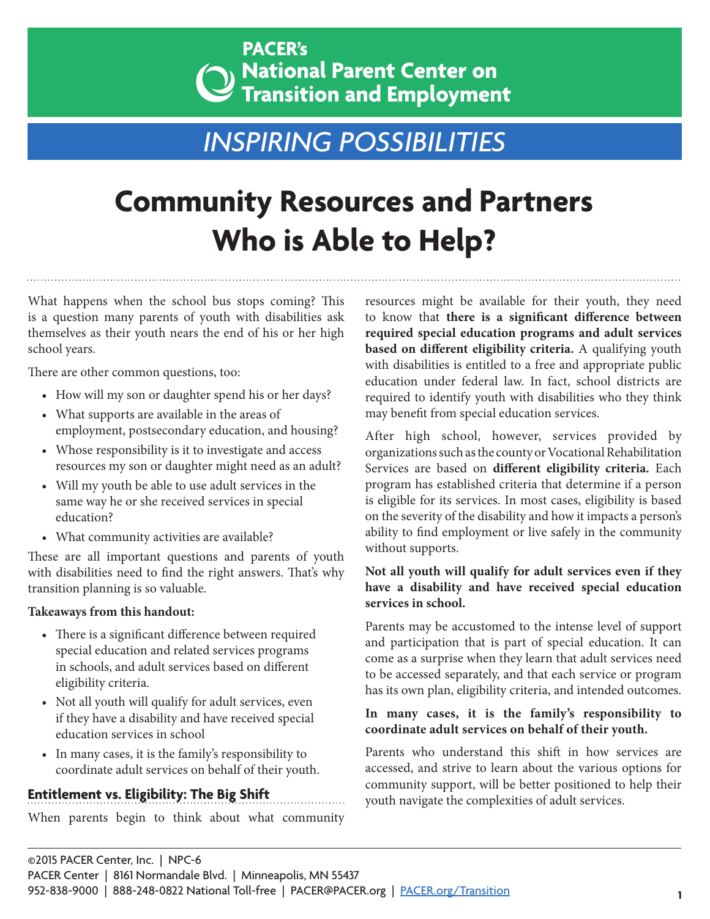PACER's National Parent Center on Transition and Employment

*INSPIRING POSSIBILITIES*

# Community Resources and Partners Who is Able to Help?

What happens when the school bus stops coming? This is a question many parents of youth with disabilities ask themselves as their youth nears the end of his or her high school years.

There are other common questions, too:

- How will my son or daughter spend his or her days?
- What supports are available in the areas of employment, postsecondary education, and housing?
- Whose responsibility is it to investigate and access resources my son or daughter might need as an adult?
- Will my youth be able to use adult services in the same way he or she received services in special education?
- What community activities are available?

These are all important questions and parents of youth with disabilities need to find the right answers. That's why transition planning is so valuable.

**Takeaways from this handout:**

- There is a significant difference between required special education and related services programs in schools, and adult services based on different eligibility criteria.
- Not all youth will qualify for adult services, even if they have a disability and have received special education services in school
- In many cases, it is the family's responsibility to coordinate adult services on behalf of their youth.

## Entitlement vs. Eligibility: The Big Shift

When parents begin to think about what community resources might be available for their youth, they need to know that **there is a significant difference between required special education programs and adult services based on different eligibility criteria.** A qualifying youth with disabilities is entitled to a free and appropriate public education under federal law. In fact, school districts are required to identify youth with disabilities who they think may benefit from special education services.

After high school, however, services provided by organizations such as the county or Vocational Rehabilitation Services are based on **different eligibility criteria.** Each program has established criteria that determine if a person is eligible for its services. In most cases, eligibility is based on the severity of the disability and how it impacts a person's ability to find employment or live safely in the community without supports.

**Not all youth will qualify for adult services even if they have a disability and have received special education services in school.**

Parents may be accustomed to the intense level of support and participation that is part of special education. It can come as a surprise when they learn that adult services need to be accessed separately, and that each service or program has its own plan, eligibility criteria, and intended outcomes.

**In many cases, it is the family's responsibility to coordinate adult services on behalf of their youth.**

Parents who understand this shift in how services are accessed, and strive to learn about the various options for community support, will be better positioned to help their youth navigate the complexities of adult services.

©2015 PACER Center, Inc. | NPC-6
PACER Center | 8161 Normandale Blvd. | Minneapolis, MN 55437
952-838-9000 | 888-248-0822 National Toll-free | PACER@PACER.org | PACER.org/Transition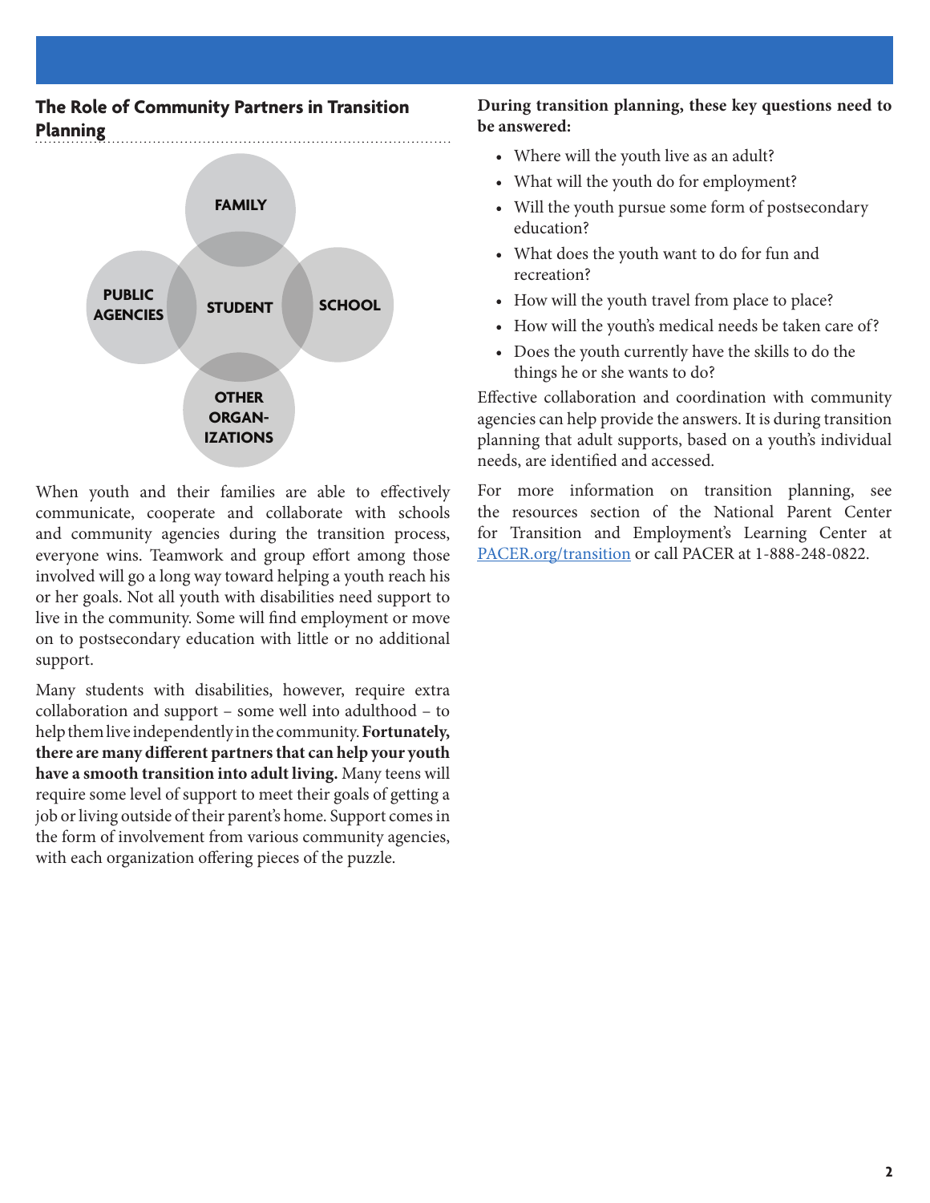## The Role of Community Partners in Transition Planning

FAMILY

PUBLIC AGENCIES

STUDENT

SCHOOL

OTHER ORGAN-IZATIONS

When youth and their families are able to effectively communicate, cooperate and collaborate with schools and community agencies during the transition process, everyone wins. Teamwork and group effort among those involved will go a long way toward helping a youth reach his or her goals. Not all youth with disabilities need support to live in the community. Some will find employment or move on to postsecondary education with little or no additional support.

Many students with disabilities, however, require extra collaboration and support – some well into adulthood – to help them live independently in the community. **Fortunately, there are many different partners that can help your youth have a smooth transition into adult living.** Many teens will require some level of support to meet their goals of getting a job or living outside of their parent's home. Support comes in the form of involvement from various community agencies, with each organization offering pieces of the puzzle.

**During transition planning, these key questions need to be answered:**

- Where will the youth live as an adult?
- What will the youth do for employment?
- Will the youth pursue some form of postsecondary education?
- What does the youth want to do for fun and recreation?
- How will the youth travel from place to place?
- How will the youth's medical needs be taken care of?
- Does the youth currently have the skills to do the things he or she wants to do?

Effective collaboration and coordination with community agencies can help provide the answers. It is during transition planning that adult supports, based on a youth's individual needs, are identified and accessed.

For more information on transition planning, see the resources section of the National Parent Center for Transition and Employment's Learning Center at [PACER.org/transition](PACER.org/transition) or call PACER at 1-888-248-0822.